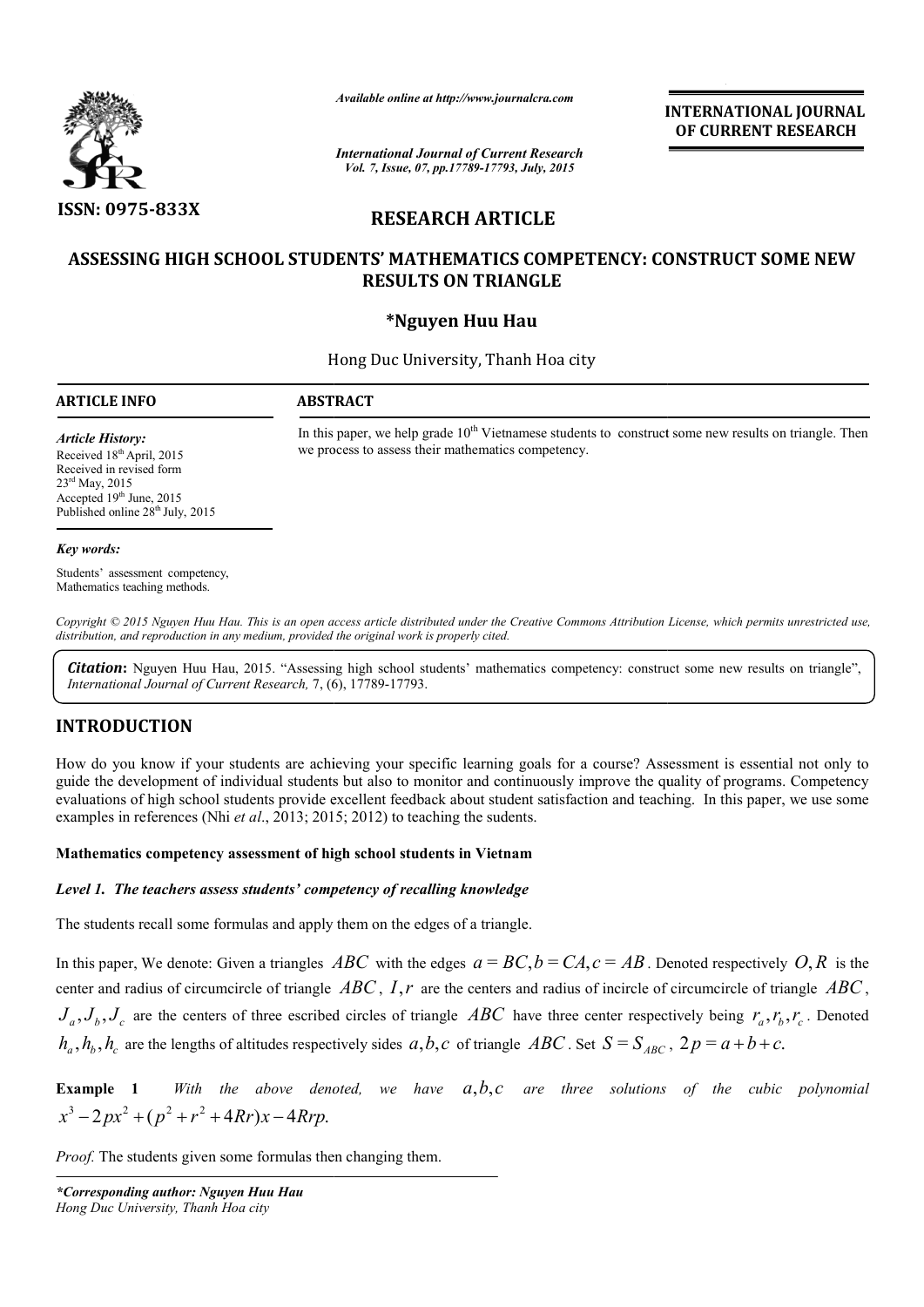*Available online at http://www.journalcra.com*

*International Journal of Current Research*
*Vol. 7, Issue, 07, pp.17789-17793, July, 2015*

**INTERNATIONAL JOURNAL OF CURRENT RESEARCH**

**ISSN: 0975-833X**

# RESEARCH ARTICLE

# ASSESSING HIGH SCHOOL STUDENTS' MATHEMATICS COMPETENCY: CONSTRUCT SOME NEW RESULTS ON TRIANGLE

**\*Nguyen Huu Hau**

Hong Duc University, Thanh Hoa city

**ARTICLE INFO**

*Article History:*
Received 18th April, 2015
Received in revised form
23rd May, 2015
Accepted 19th June, 2015
Published online 28th July, 2015

*Key words:*

Students' assessment competency,
Mathematics teaching methods.

**ABSTRACT**

In this paper, we help grade 10th Vietnamese students to construct some new results on triangle. Then we process to assess their mathematics competency.

*Copyright © 2015 Nguyen Huu Hau. This is an open access article distributed under the Creative Commons Attribution License, which permits unrestricted use, distribution, and reproduction in any medium, provided the original work is properly cited.*

***Citation*:** Nguyen Huu Hau, 2015. "Assessing high school students' mathematics competency: construct some new results on triangle", *International Journal of Current Research,* 7, (6), 17789-17793.

## INTRODUCTION

How do you know if your students are achieving your specific learning goals for a course? Assessment is essential not only to guide the development of individual students but also to monitor and continuously improve the quality of programs. Competency evaluations of high school students provide excellent feedback about student satisfaction and teaching. In this paper, we use some examples in references (Nhi *et al*., 2013; 2015; 2012) to teaching the sudents.

### Mathematics competency assessment of high school students in Vietnam

#### *Level 1. The teachers assess students' competency of recalling knowledge*

The students recall some formulas and apply them on the edges of a triangle.

In this paper, We denote: Given a triangles $ABC$ with the edges $a = BC, b = CA, c = AB$. Denoted respectively $O, R$ is the center and radius of circumcircle of triangle $ABC$, $I, r$ are the centers and radius of incircle of circumcircle of triangle $ABC$, $J_a, J_b, J_c$ are the centers of three escribed circles of triangle $ABC$ have three center respectively being $r_a, r_b, r_c$. Denoted $h_a, h_b, h_c$ are the lengths of altitudes respectively sides $a, b, c$ of triangle $ABC$. Set $S = S_{ABC}$, $2p = a + b + c.$

**Example 1** *With the above denoted, we have* $a, b, c$ *are three solutions of the cubic polynomial* $x^3 - 2px^2 + (p^2 + r^2 + 4Rr)x - 4Rrp.$

*Proof.* The students given some formulas then changing them.

***Corresponding author: Nguyen Huu Hau***
*Hong Duc University, Thanh Hoa city*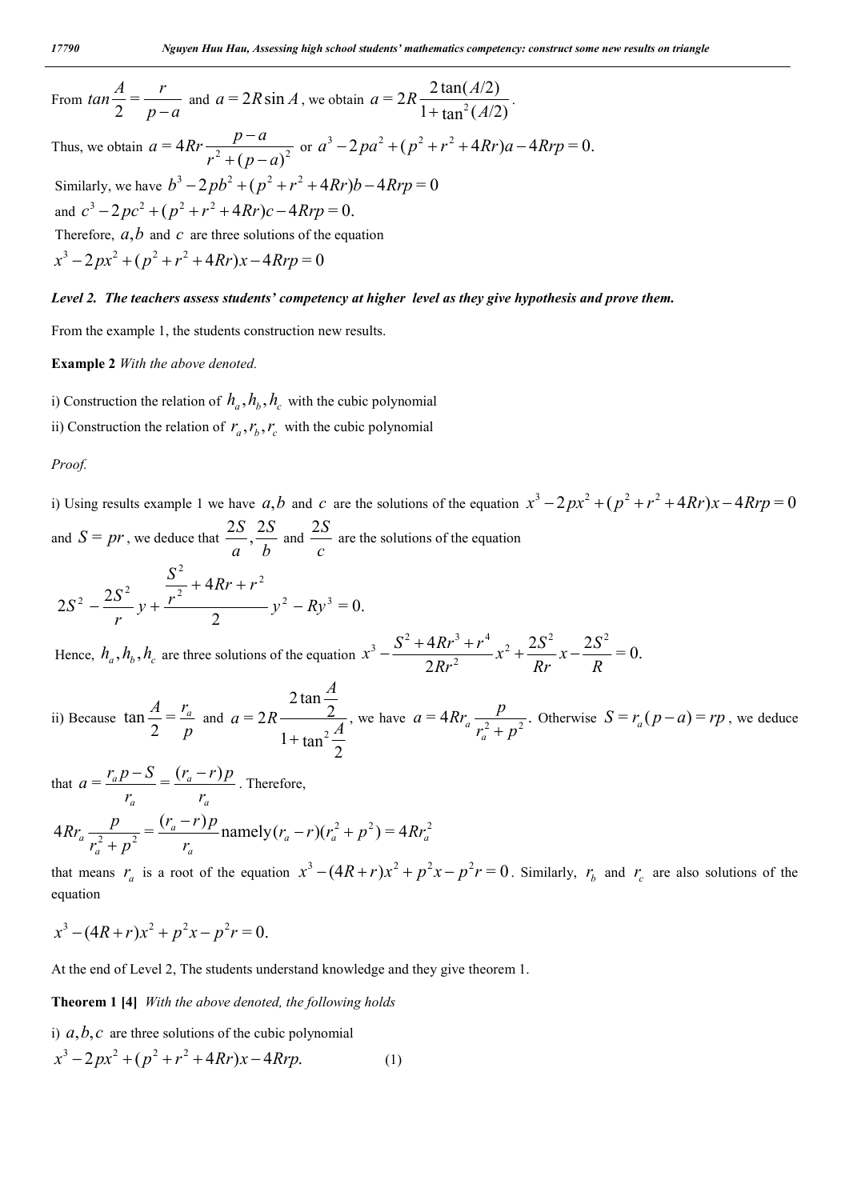From $tan\dfrac{A}{2}=\dfrac{r}{p-a}$ and $a=2R\sin A$, we obtain $a=2R\dfrac{2\tan(A/2)}{1+\tan^2(A/2)}$.

Thus, we obtain $a=4Rr\dfrac{p-a}{r^2+(p-a)^2}$ or $a^3-2pa^2+(p^2+r^2+4Rr)a-4Rrp=0.$

Similarly, we have $b^3-2pb^2+(p^2+r^2+4Rr)b-4Rrp=0$

and $c^3-2pc^2+(p^2+r^2+4Rr)c-4Rrp=0.$

Therefore, $a,b$ and $c$ are three solutions of the equation

$x^3-2px^2+(p^2+r^2+4Rr)x-4Rrp=0$

***Level 2. The teachers assess students' competency at higher level as they give hypothesis and prove them.***

From the example 1, the students construction new results.

**Example 2** *With the above denoted.*

i) Construction the relation of $h_a,h_b,h_c$ with the cubic polynomial

ii) Construction the relation of $r_a,r_b,r_c$ with the cubic polynomial

*Proof.*

i) Using results example 1 we have $a,b$ and $c$ are the solutions of the equation $x^3-2px^2+(p^2+r^2+4Rr)x-4Rrp=0$ and $S=pr$, we deduce that $\dfrac{2S}{a},\dfrac{2S}{b}$ and $\dfrac{2S}{c}$ are the solutions of the equation

$$2S^2-\frac{2S^2}{r}y+\frac{\dfrac{S^2}{r^2}+4Rr+r^2}{2}y^2-Ry^3=0.$$

Hence, $h_a,h_b,h_c$ are three solutions of the equation $x^3-\dfrac{S^2+4Rr^3+r^4}{2Rr^2}x^2+\dfrac{2S^2}{Rr}x-\dfrac{2S^2}{R}=0.$

ii) Because $\tan\dfrac{A}{2}=\dfrac{r_a}{p}$ and $a=2R\dfrac{2\tan\dfrac{A}{2}}{1+\tan^2\dfrac{A}{2}}$, we have $a=4Rr_a\dfrac{p}{r_a^2+p^2}$. Otherwise $S=r_a(p-a)=rp$, we deduce that $a=\dfrac{r_ap-S}{r_a}=\dfrac{(r_a-r)p}{r_a}$. Therefore,

$$4Rr_a\frac{p}{r_a^2+p^2}=\frac{(r_a-r)p}{r_a}\text{namely}(r_a-r)(r_a^2+p^2)=4Rr_a^2$$

that means $r_a$ is a root of the equation $x^3-(4R+r)x^2+p^2x-p^2r=0$. Similarly, $r_b$ and $r_c$ are also solutions of the equation

$$x^3-(4R+r)x^2+p^2x-p^2r=0.$$

At the end of Level 2, The students understand knowledge and they give theorem 1.

**Theorem 1 [4]** *With the above denoted, the following holds*

i) $a,b,c$ are three solutions of the cubic polynomial

$$x^3-2px^2+(p^2+r^2+4Rr)x-4Rrp. \tag{1}$$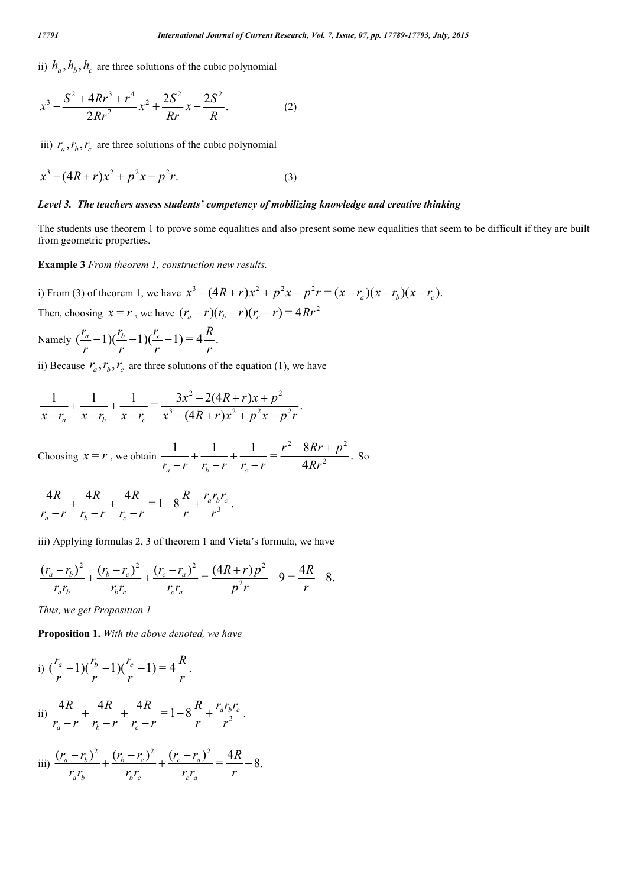ii) $h_a, h_b, h_c$ are three solutions of the cubic polynomial

$$x^3 - \frac{S^2 + 4Rr^3 + r^4}{2Rr^2}x^2 + \frac{2S^2}{Rr}x - \frac{2S^2}{R}. \qquad (2)$$

iii) $r_a, r_b, r_c$ are three solutions of the cubic polynomial

$$x^3 - (4R + r)x^2 + p^2 x - p^2 r. \qquad (3)$$

***Level 3. The teachers assess students' competency of mobilizing knowledge and creative thinking***

The students use theorem 1 to prove some equalities and also present some new equalities that seem to be difficult if they are built from geometric properties.

**Example 3** *From theorem 1, construction new results.*

i) From (3) of theorem 1, we have $x^3 - (4R + r)x^2 + p^2 x - p^2 r = (x - r_a)(x - r_b)(x - r_c).$

Then, choosing $x = r$ , we have $(r_a - r)(r_b - r)(r_c - r) = 4Rr^2$

Namely $(\frac{r_a}{r} - 1)(\frac{r_b}{r} - 1)(\frac{r_c}{r} - 1) = 4\frac{R}{r}.$

ii) Because $r_a, r_b, r_c$ are three solutions of the equation (1), we have

$$\frac{1}{x - r_a} + \frac{1}{x - r_b} + \frac{1}{x - r_c} = \frac{3x^2 - 2(4R + r)x + p^2}{x^3 - (4R + r)x^2 + p^2 x - p^2 r}.$$

Choosing $x = r$ , we obtain $\frac{1}{r_a - r} + \frac{1}{r_b - r} + \frac{1}{r_c - r} = \frac{r^2 - 8Rr + p^2}{4Rr^2}$. So

$$\frac{4R}{r_a - r} + \frac{4R}{r_b - r} + \frac{4R}{r_c - r} = 1 - 8\frac{R}{r} + \frac{r_a r_b r_c}{r^3}.$$

iii) Applying formulas 2, 3 of theorem 1 and Vieta's formula, we have

$$\frac{(r_a - r_b)^2}{r_a r_b} + \frac{(r_b - r_c)^2}{r_b r_c} + \frac{(r_c - r_a)^2}{r_c r_a} = \frac{(4R + r)p^2}{p^2 r} - 9 = \frac{4R}{r} - 8.$$

*Thus, we get Proposition 1*

**Proposition 1.** *With the above denoted, we have*

i) $(\frac{r_a}{r} - 1)(\frac{r_b}{r} - 1)(\frac{r_c}{r} - 1) = 4\frac{R}{r}.$

ii) $\frac{4R}{r_a - r} + \frac{4R}{r_b - r} + \frac{4R}{r_c - r} = 1 - 8\frac{R}{r} + \frac{r_a r_b r_c}{r^3}.$

iii) $\frac{(r_a - r_b)^2}{r_a r_b} + \frac{(r_b - r_c)^2}{r_b r_c} + \frac{(r_c - r_a)^2}{r_c r_a} = \frac{4R}{r} - 8.$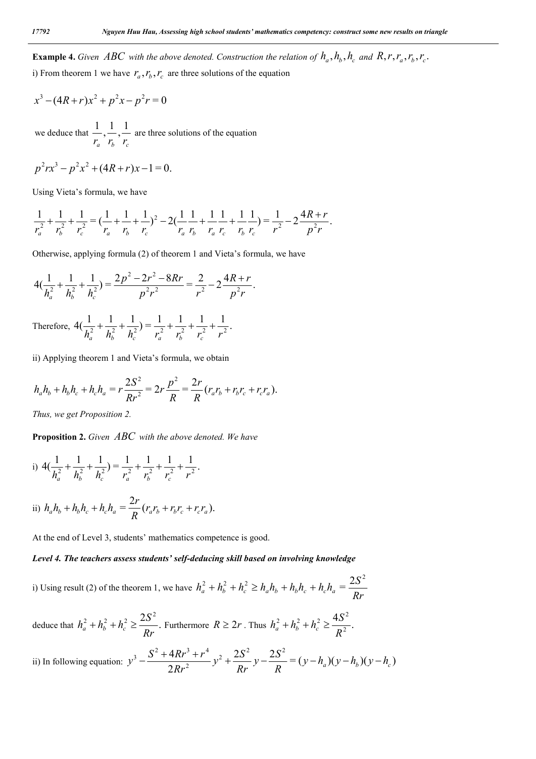**Example 4.** *Given $ABC$ with the above denoted. Construction the relation of $h_a, h_b, h_c$ and $R, r, r_a, r_b, r_c$.*

i) From theorem 1 we have $r_a, r_b, r_c$ are three solutions of the equation

$$x^3 - (4R + r)x^2 + p^2 x - p^2 r = 0$$

we deduce that $\frac{1}{r_a}, \frac{1}{r_b}, \frac{1}{r_c}$ are three solutions of the equation

$$p^2 r x^3 - p^2 x^2 + (4R + r)x - 1 = 0.$$

Using Vieta's formula, we have

$$\frac{1}{r_a^2} + \frac{1}{r_b^2} + \frac{1}{r_c^2} = (\frac{1}{r_a} + \frac{1}{r_b} + \frac{1}{r_c})^2 - 2(\frac{1}{r_a}\frac{1}{r_b} + \frac{1}{r_a}\frac{1}{r_c} + \frac{1}{r_b}\frac{1}{r_c}) = \frac{1}{r^2} - 2\frac{4R + r}{p^2 r}.$$

Otherwise, applying formula (2) of theorem 1 and Vieta's formula, we have

$$4(\frac{1}{h_a^2} + \frac{1}{h_b^2} + \frac{1}{h_c^2}) = \frac{2p^2 - 2r^2 - 8Rr}{p^2 r^2} = \frac{2}{r^2} - 2\frac{4R + r}{p^2 r}.$$

Therefore, $4(\frac{1}{h_a^2} + \frac{1}{h_b^2} + \frac{1}{h_c^2}) = \frac{1}{r_a^2} + \frac{1}{r_b^2} + \frac{1}{r_c^2} + \frac{1}{r^2}.$

ii) Applying theorem 1 and Vieta's formula, we obtain

$$h_a h_b + h_b h_c + h_c h_a = r\frac{2S^2}{Rr^2} = 2r\frac{p^2}{R} = \frac{2r}{R}(r_a r_b + r_b r_c + r_c r_a).$$

*Thus, we get Proposition 2.*

**Proposition 2.** *Given $ABC$ with the above denoted. We have*

i) $4(\frac{1}{h_a^2} + \frac{1}{h_b^2} + \frac{1}{h_c^2}) = \frac{1}{r_a^2} + \frac{1}{r_b^2} + \frac{1}{r_c^2} + \frac{1}{r^2}.$

ii) $h_a h_b + h_b h_c + h_c h_a = \frac{2r}{R}(r_a r_b + r_b r_c + r_c r_a).$

At the end of Level 3, students' mathematics competence is good.

***Level 4. The teachers assess students' self-deducing skill based on involving knowledge***

i) Using result (2) of the theorem 1, we have $h_a^2 + h_b^2 + h_c^2 \geq h_a h_b + h_b h_c + h_c h_a = \frac{2S^2}{Rr}$

deduce that $h_a^2 + h_b^2 + h_c^2 \geq \frac{2S^2}{Rr}.$ Furthermore $R \geq 2r$. Thus $h_a^2 + h_b^2 + h_c^2 \geq \frac{4S^2}{R^2}.$

ii) In following equation: $y^3 - \frac{S^2 + 4Rr^3 + r^4}{2Rr^2}y^2 + \frac{2S^2}{Rr}y - \frac{2S^2}{R} = (y - h_a)(y - h_b)(y - h_c)$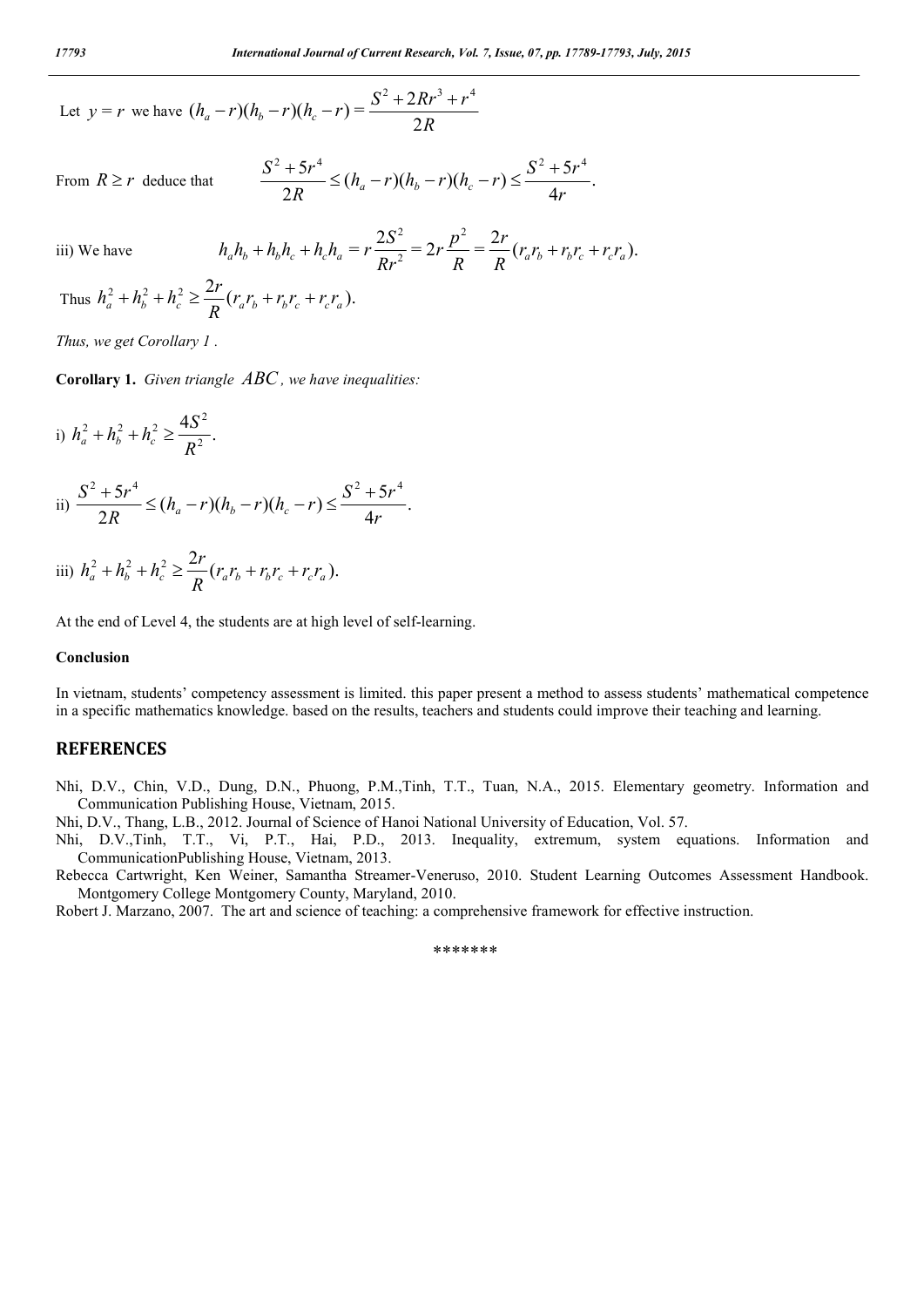Let $y = r$ we have $(h_a - r)(h_b - r)(h_c - r) = \dfrac{S^2 + 2Rr^3 + r^4}{2R}$

From $R \geq r$ deduce that $$\frac{S^2 + 5r^4}{2R} \leq (h_a - r)(h_b - r)(h_c - r) \leq \frac{S^2 + 5r^4}{4r}.$$

iii) We have $$h_a h_b + h_b h_c + h_c h_a = r\frac{2S^2}{Rr^2} = 2r\frac{p^2}{R} = \frac{2r}{R}(r_a r_b + r_b r_c + r_c r_a).$$

Thus $h_a^2 + h_b^2 + h_c^2 \geq \dfrac{2r}{R}(r_a r_b + r_b r_c + r_c r_a).$

*Thus, we get Corollary 1 .*

**Corollary 1.** *Given triangle $ABC$, we have inequalities:*

i) $h_a^2 + h_b^2 + h_c^2 \geq \dfrac{4S^2}{R^2}.$

ii) $\dfrac{S^2 + 5r^4}{2R} \leq (h_a - r)(h_b - r)(h_c - r) \leq \dfrac{S^2 + 5r^4}{4r}.$

iii) $h_a^2 + h_b^2 + h_c^2 \geq \dfrac{2r}{R}(r_a r_b + r_b r_c + r_c r_a).$

At the end of Level 4, the students are at high level of self-learning.

### Conclusion

In vietnam, students' competency assessment is limited. this paper present a method to assess students' mathematical competence in a specific mathematics knowledge. based on the results, teachers and students could improve their teaching and learning.

## REFERENCES

Nhi, D.V., Chin, V.D., Dung, D.N., Phuong, P.M.,Tinh, T.T., Tuan, N.A., 2015. Elementary geometry. Information and Communication Publishing House, Vietnam, 2015.

Nhi, D.V., Thang, L.B., 2012. Journal of Science of Hanoi National University of Education, Vol. 57.

Nhi, D.V.,Tinh, T.T., Vi, P.T., Hai, P.D., 2013. Inequality, extremum, system equations. Information and CommunicationPublishing House, Vietnam, 2013.

Rebecca Cartwright, Ken Weiner, Samantha Streamer-Veneruso, 2010. Student Learning Outcomes Assessment Handbook. Montgomery College Montgomery County, Maryland, 2010.

Robert J. Marzano, 2007. The art and science of teaching: a comprehensive framework for effective instruction.

*******